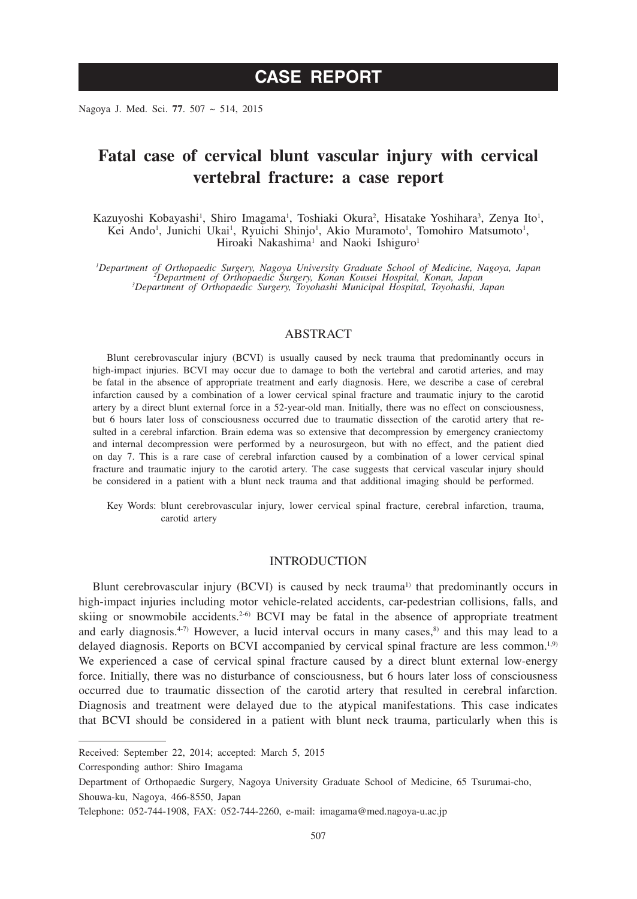# CASE REPORT

# Fatal case of cervical blunt vascular injury with cervical vertebral fracture: a case report

Kazuyoshi Kobayashi[1], Shiro Imagama[1], Toshiaki Okura[2], Hisatake Yoshihara[3], Zenya Ito[1], Kei Ando[1], Junichi Ukai[1], Ryuichi Shinjo[1], Akio Muramoto[1], Tomohiro Matsumoto[1], Hiroaki Nakashima[1] and Naoki Ishiguro[1]

[1]*Department of Orthopaedic Surgery, Nagoya University Graduate School of Medicine, Nagoya, Japan*
[2]*Department of Orthopaedic Surgery, Konan Kousei Hospital, Konan, Japan*
[3]*Department of Orthopaedic Surgery, Toyohashi Municipal Hospital, Toyohashi, Japan*

## ABSTRACT

Blunt cerebrovascular injury (BCVI) is usually caused by neck trauma that predominantly occurs in high-impact injuries. BCVI may occur due to damage to both the vertebral and carotid arteries, and may be fatal in the absence of appropriate treatment and early diagnosis. Here, we describe a case of cerebral infarction caused by a combination of a lower cervical spinal fracture and traumatic injury to the carotid artery by a direct blunt external force in a 52-year-old man. Initially, there was no effect on consciousness, but 6 hours later loss of consciousness occurred due to traumatic dissection of the carotid artery that resulted in a cerebral infarction. Brain edema was so extensive that decompression by emergency craniectomy and internal decompression were performed by a neurosurgeon, but with no effect, and the patient died on day 7. This is a rare case of cerebral infarction caused by a combination of a lower cervical spinal fracture and traumatic injury to the carotid artery. The case suggests that cervical vascular injury should be considered in a patient with a blunt neck trauma and that additional imaging should be performed.

Key Words: blunt cerebrovascular injury, lower cervical spinal fracture, cerebral infarction, trauma, carotid artery

## INTRODUCTION

Blunt cerebrovascular injury (BCVI) is caused by neck trauma[1] that predominantly occurs in high-impact injuries including motor vehicle-related accidents, car-pedestrian collisions, falls, and skiing or snowmobile accidents.[2-6] BCVI may be fatal in the absence of appropriate treatment and early diagnosis.[4-7] However, a lucid interval occurs in many cases,[8] and this may lead to a delayed diagnosis. Reports on BCVI accompanied by cervical spinal fracture are less common.[1,9] We experienced a case of cervical spinal fracture caused by a direct blunt external low-energy force. Initially, there was no disturbance of consciousness, but 6 hours later loss of consciousness occurred due to traumatic dissection of the carotid artery that resulted in cerebral infarction. Diagnosis and treatment were delayed due to the atypical manifestations. This case indicates that BCVI should be considered in a patient with blunt neck trauma, particularly when this is

---

Received: September 22, 2014; accepted: March 5, 2015

Corresponding author: Shiro Imagama

Department of Orthopaedic Surgery, Nagoya University Graduate School of Medicine, 65 Tsurumai-cho, Shouwa-ku, Nagoya, 466-8550, Japan

Telephone: 052-744-1908, FAX: 052-744-2260, e-mail: imagama@med.nagoya-u.ac.jp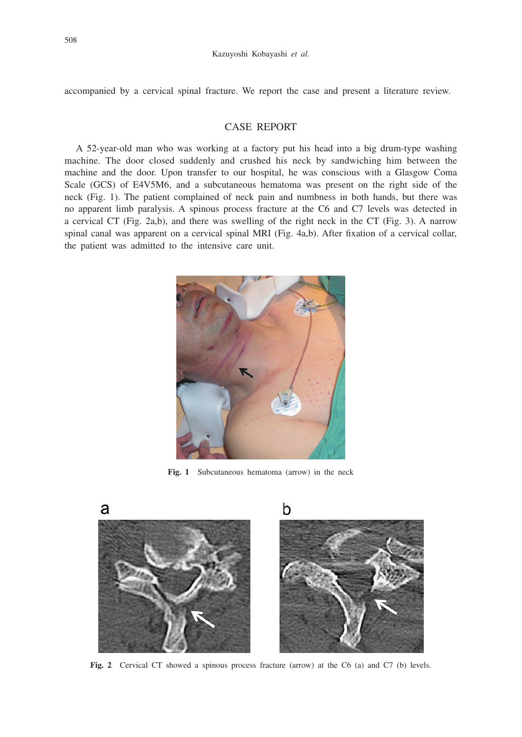accompanied by a cervical spinal fracture. We report the case and present a literature review.

## CASE REPORT

A 52-year-old man who was working at a factory put his head into a big drum-type washing machine. The door closed suddenly and crushed his neck by sandwiching him between the machine and the door. Upon transfer to our hospital, he was conscious with a Glasgow Coma Scale (GCS) of E4V5M6, and a subcutaneous hematoma was present on the right side of the neck (Fig. 1). The patient complained of neck pain and numbness in both hands, but there was no apparent limb paralysis. A spinous process fracture at the C6 and C7 levels was detected in a cervical CT (Fig. 2a,b), and there was swelling of the right neck in the CT (Fig. 3). A narrow spinal canal was apparent on a cervical spinal MRI (Fig. 4a,b). After fixation of a cervical collar, the patient was admitted to the intensive care unit.

**Fig. 1** Subcutaneous hematoma (arrow) in the neck

**Fig. 2** Cervical CT showed a spinous process fracture (arrow) at the C6 (a) and C7 (b) levels.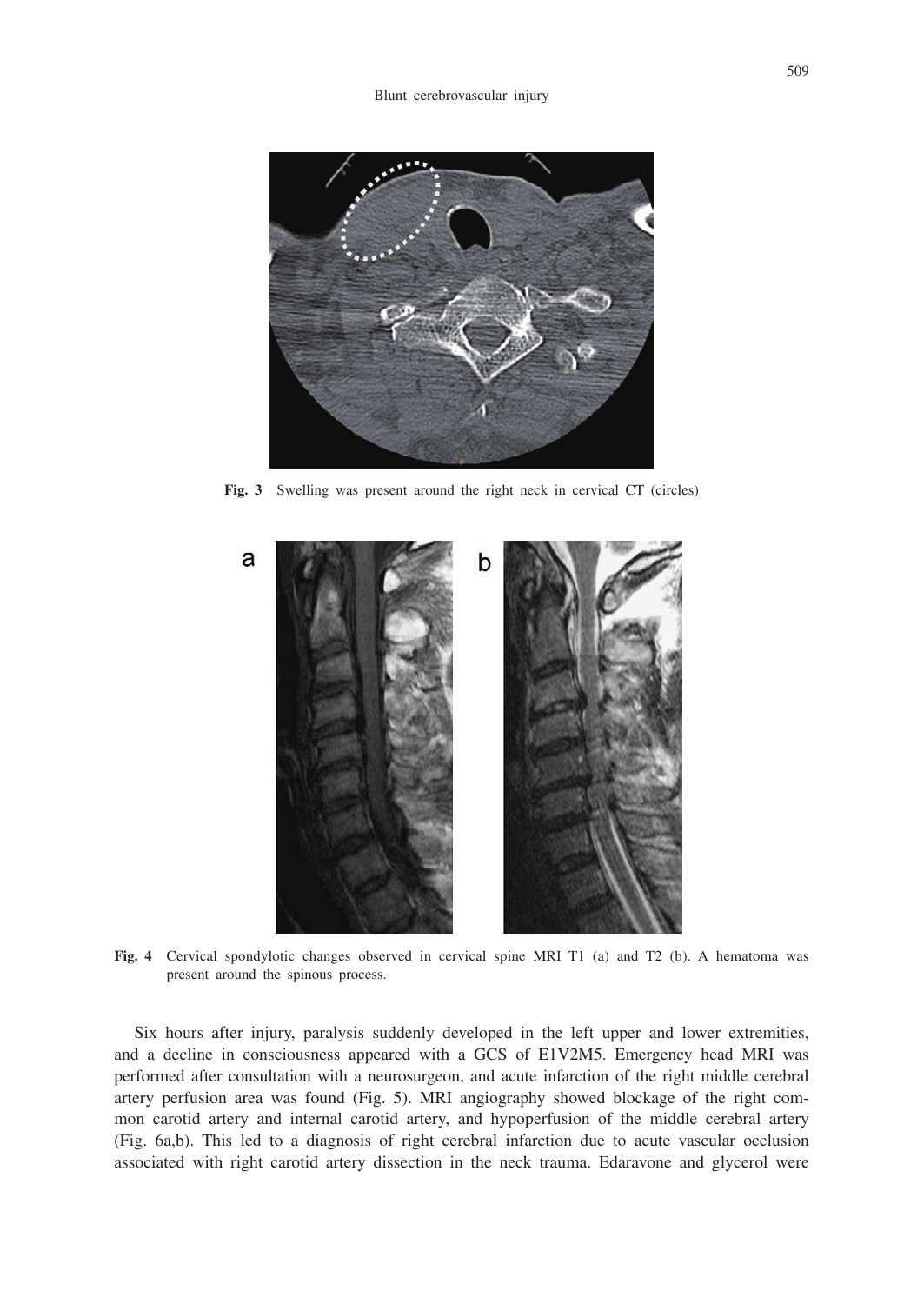**Fig. 3** Swelling was present around the right neck in cervical CT (circles)

**Fig. 4** Cervical spondylotic changes observed in cervical spine MRI T1 (a) and T2 (b). A hematoma was present around the spinous process.

Six hours after injury, paralysis suddenly developed in the left upper and lower extremities, and a decline in consciousness appeared with a GCS of E1V2M5. Emergency head MRI was performed after consultation with a neurosurgeon, and acute infarction of the right middle cerebral artery perfusion area was found (Fig. 5). MRI angiography showed blockage of the right common carotid artery and internal carotid artery, and hypoperfusion of the middle cerebral artery (Fig. 6a,b). This led to a diagnosis of right cerebral infarction due to acute vascular occlusion associated with right carotid artery dissection in the neck trauma. Edaravone and glycerol were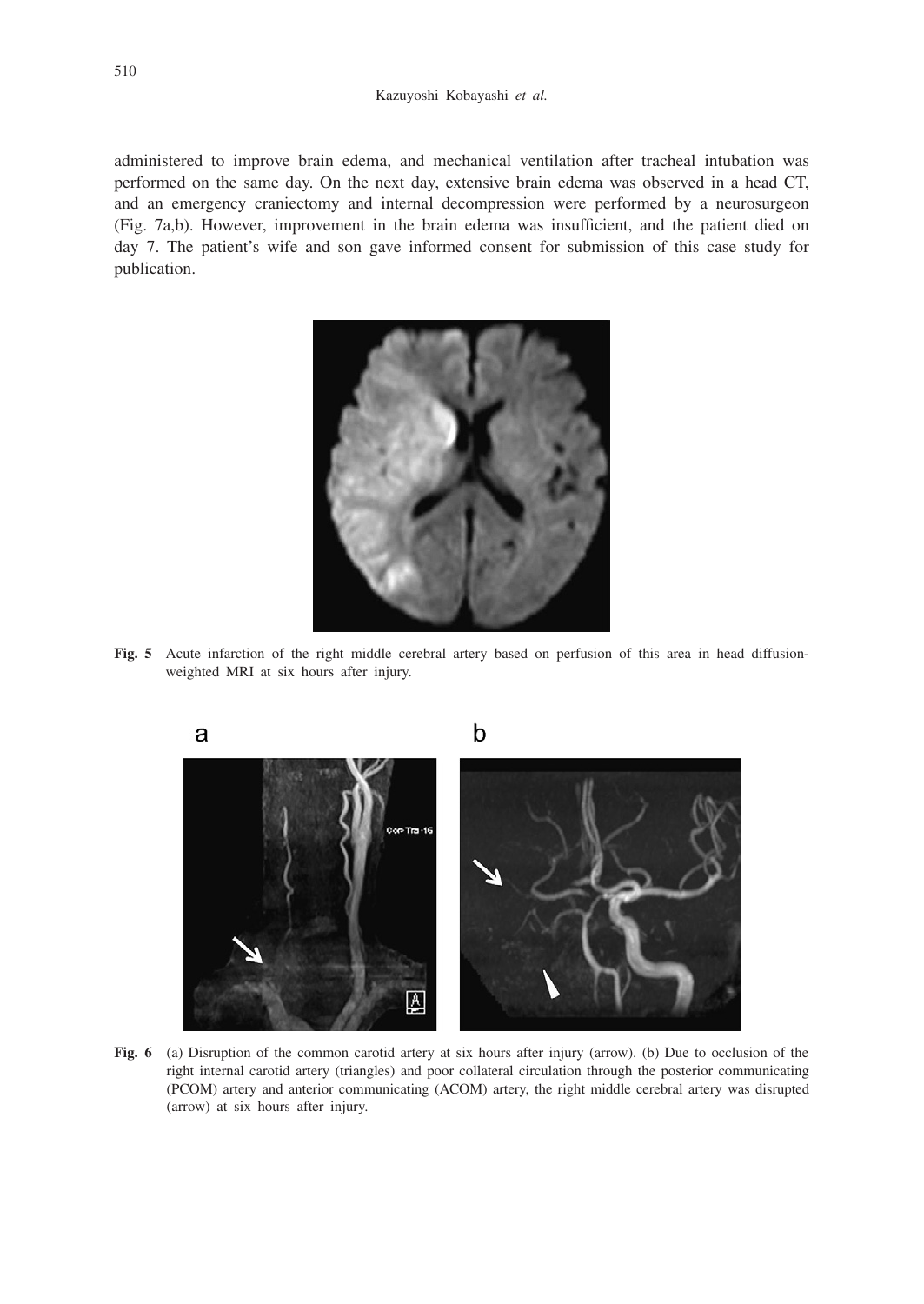administered to improve brain edema, and mechanical ventilation after tracheal intubation was performed on the same day. On the next day, extensive brain edema was observed in a head CT, and an emergency craniectomy and internal decompression were performed by a neurosurgeon (Fig. 7a,b). However, improvement in the brain edema was insufficient, and the patient died on day 7. The patient's wife and son gave informed consent for submission of this case study for publication.

**Fig. 5** Acute infarction of the right middle cerebral artery based on perfusion of this area in head diffusion-weighted MRI at six hours after injury.

**Fig. 6** (a) Disruption of the common carotid artery at six hours after injury (arrow). (b) Due to occlusion of the right internal carotid artery (triangles) and poor collateral circulation through the posterior communicating (PCOM) artery and anterior communicating (ACOM) artery, the right middle cerebral artery was disrupted (arrow) at six hours after injury.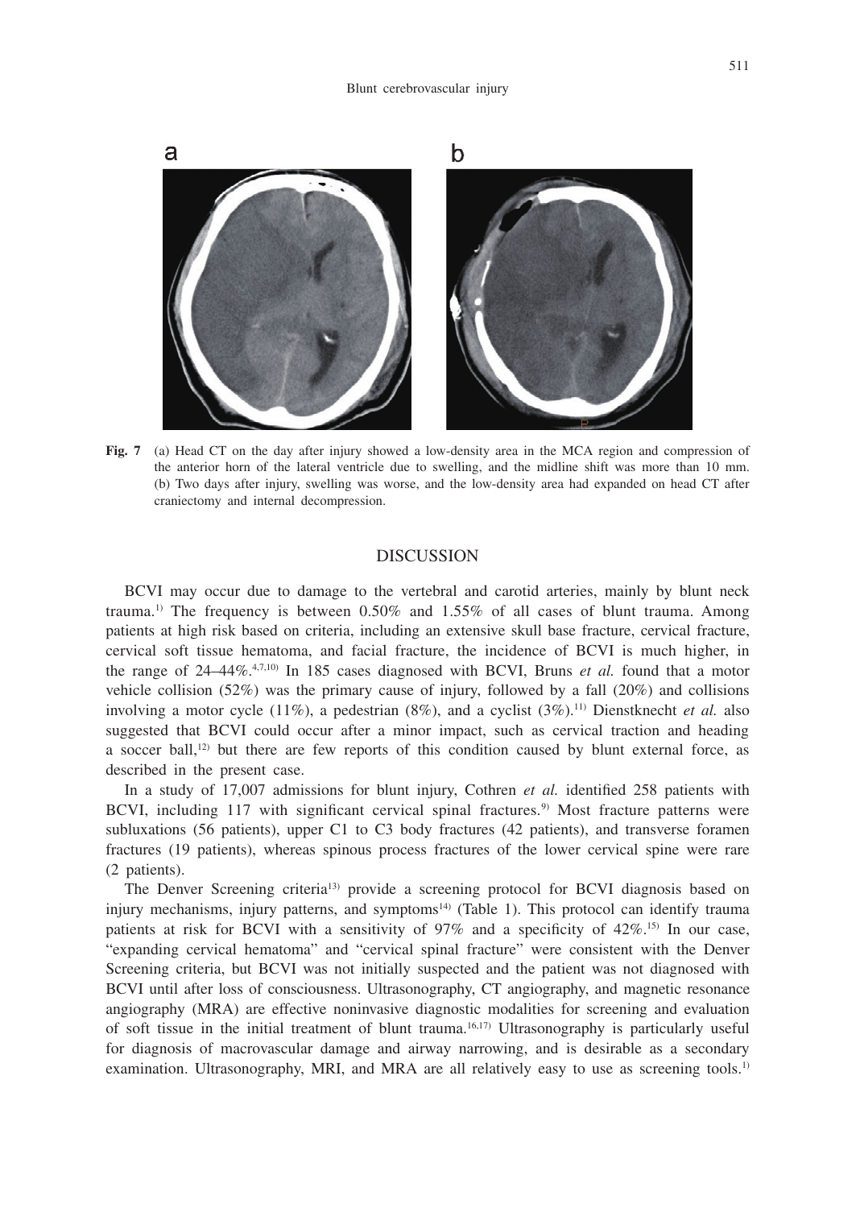**Fig. 7** (a) Head CT on the day after injury showed a low-density area in the MCA region and compression of the anterior horn of the lateral ventricle due to swelling, and the midline shift was more than 10 mm. (b) Two days after injury, swelling was worse, and the low-density area had expanded on head CT after craniectomy and internal decompression.

## DISCUSSION

BCVI may occur due to damage to the vertebral and carotid arteries, mainly by blunt neck trauma.[1] The frequency is between 0.50% and 1.55% of all cases of blunt trauma. Among patients at high risk based on criteria, including an extensive skull base fracture, cervical fracture, cervical soft tissue hematoma, and facial fracture, the incidence of BCVI is much higher, in the range of 24–44%.[4,7,10] In 185 cases diagnosed with BCVI, Bruns *et al.* found that a motor vehicle collision (52%) was the primary cause of injury, followed by a fall (20%) and collisions involving a motor cycle (11%), a pedestrian (8%), and a cyclist (3%).[11] Dienstknecht *et al.* also suggested that BCVI could occur after a minor impact, such as cervical traction and heading a soccer ball,[12] but there are few reports of this condition caused by blunt external force, as described in the present case.

In a study of 17,007 admissions for blunt injury, Cothren *et al.* identified 258 patients with BCVI, including 117 with significant cervical spinal fractures.[9] Most fracture patterns were subluxations (56 patients), upper C1 to C3 body fractures (42 patients), and transverse foramen fractures (19 patients), whereas spinous process fractures of the lower cervical spine were rare (2 patients).

The Denver Screening criteria[13] provide a screening protocol for BCVI diagnosis based on injury mechanisms, injury patterns, and symptoms[14] (Table 1). This protocol can identify trauma patients at risk for BCVI with a sensitivity of 97% and a specificity of 42%.[15] In our case, "expanding cervical hematoma" and "cervical spinal fracture" were consistent with the Denver Screening criteria, but BCVI was not initially suspected and the patient was not diagnosed with BCVI until after loss of consciousness. Ultrasonography, CT angiography, and magnetic resonance angiography (MRA) are effective noninvasive diagnostic modalities for screening and evaluation of soft tissue in the initial treatment of blunt trauma.[16,17] Ultrasonography is particularly useful for diagnosis of macrovascular damage and airway narrowing, and is desirable as a secondary examination. Ultrasonography, MRI, and MRA are all relatively easy to use as screening tools.[1]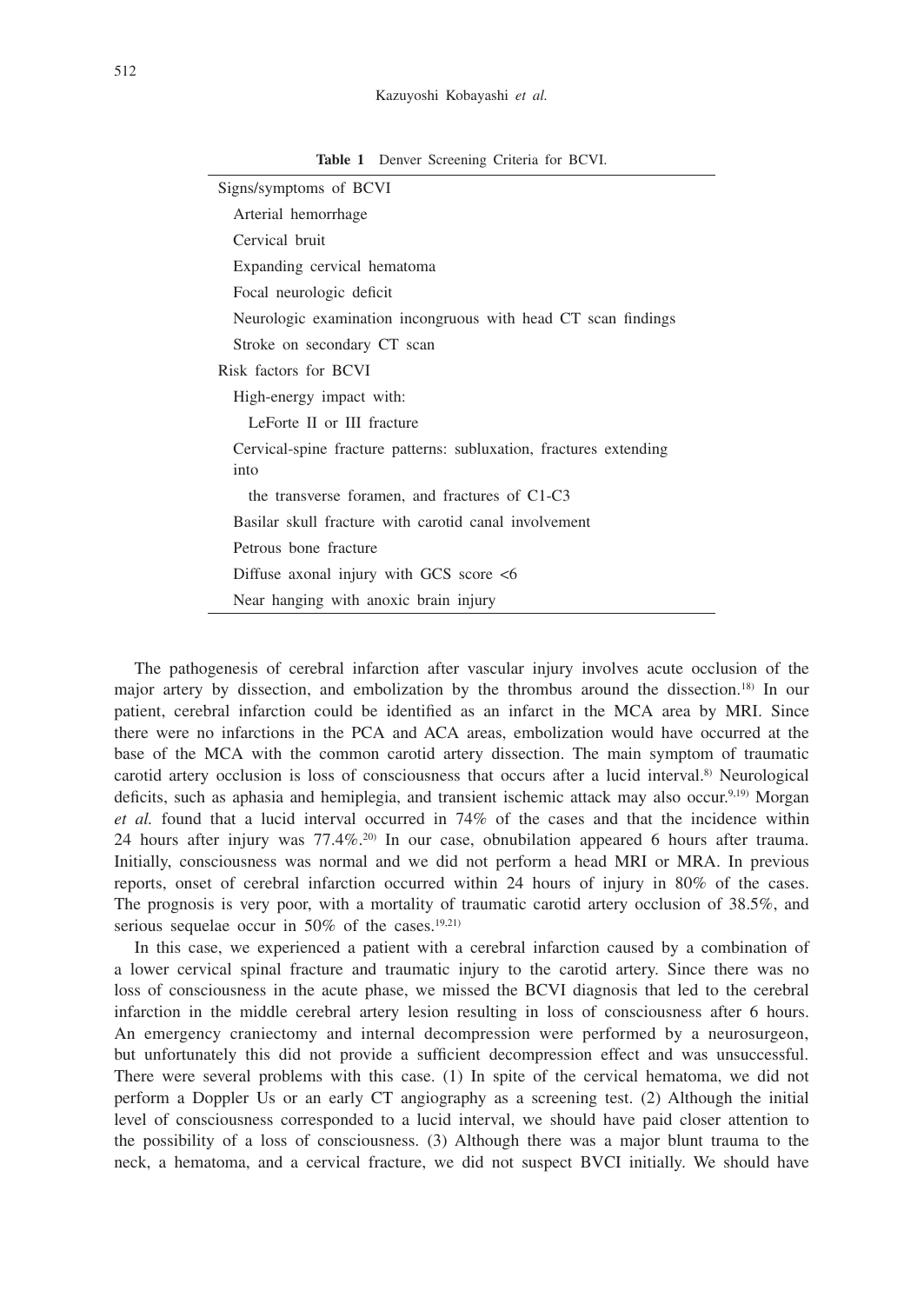**Table 1** Denver Screening Criteria for BCVI.

| |
|---|
| Signs/symptoms of BCVI |
| Arterial hemorrhage |
| Cervical bruit |
| Expanding cervical hematoma |
| Focal neurologic deficit |
| Neurologic examination incongruous with head CT scan findings |
| Stroke on secondary CT scan |
| Risk factors for BCVI |
| High-energy impact with: |
| LeForte II or III fracture |
| Cervical-spine fracture patterns: subluxation, fractures extending into |
| the transverse foramen, and fractures of C1-C3 |
| Basilar skull fracture with carotid canal involvement |
| Petrous bone fracture |
| Diffuse axonal injury with GCS score <6 |
| Near hanging with anoxic brain injury |

The pathogenesis of cerebral infarction after vascular injury involves acute occlusion of the major artery by dissection, and embolization by the thrombus around the dissection.[18] In our patient, cerebral infarction could be identified as an infarct in the MCA area by MRI. Since there were no infarctions in the PCA and ACA areas, embolization would have occurred at the base of the MCA with the common carotid artery dissection. The main symptom of traumatic carotid artery occlusion is loss of consciousness that occurs after a lucid interval.[8] Neurological deficits, such as aphasia and hemiplegia, and transient ischemic attack may also occur.[9,19] Morgan *et al.* found that a lucid interval occurred in 74% of the cases and that the incidence within 24 hours after injury was 77.4%.[20] In our case, obnubilation appeared 6 hours after trauma. Initially, consciousness was normal and we did not perform a head MRI or MRA. In previous reports, onset of cerebral infarction occurred within 24 hours of injury in 80% of the cases. The prognosis is very poor, with a mortality of traumatic carotid artery occlusion of 38.5%, and serious sequelae occur in 50% of the cases.[19,21]

In this case, we experienced a patient with a cerebral infarction caused by a combination of a lower cervical spinal fracture and traumatic injury to the carotid artery. Since there was no loss of consciousness in the acute phase, we missed the BCVI diagnosis that led to the cerebral infarction in the middle cerebral artery lesion resulting in loss of consciousness after 6 hours. An emergency craniectomy and internal decompression were performed by a neurosurgeon, but unfortunately this did not provide a sufficient decompression effect and was unsuccessful. There were several problems with this case. (1) In spite of the cervical hematoma, we did not perform a Doppler Us or an early CT angiography as a screening test. (2) Although the initial level of consciousness corresponded to a lucid interval, we should have paid closer attention to the possibility of a loss of consciousness. (3) Although there was a major blunt trauma to the neck, a hematoma, and a cervical fracture, we did not suspect BVCI initially. We should have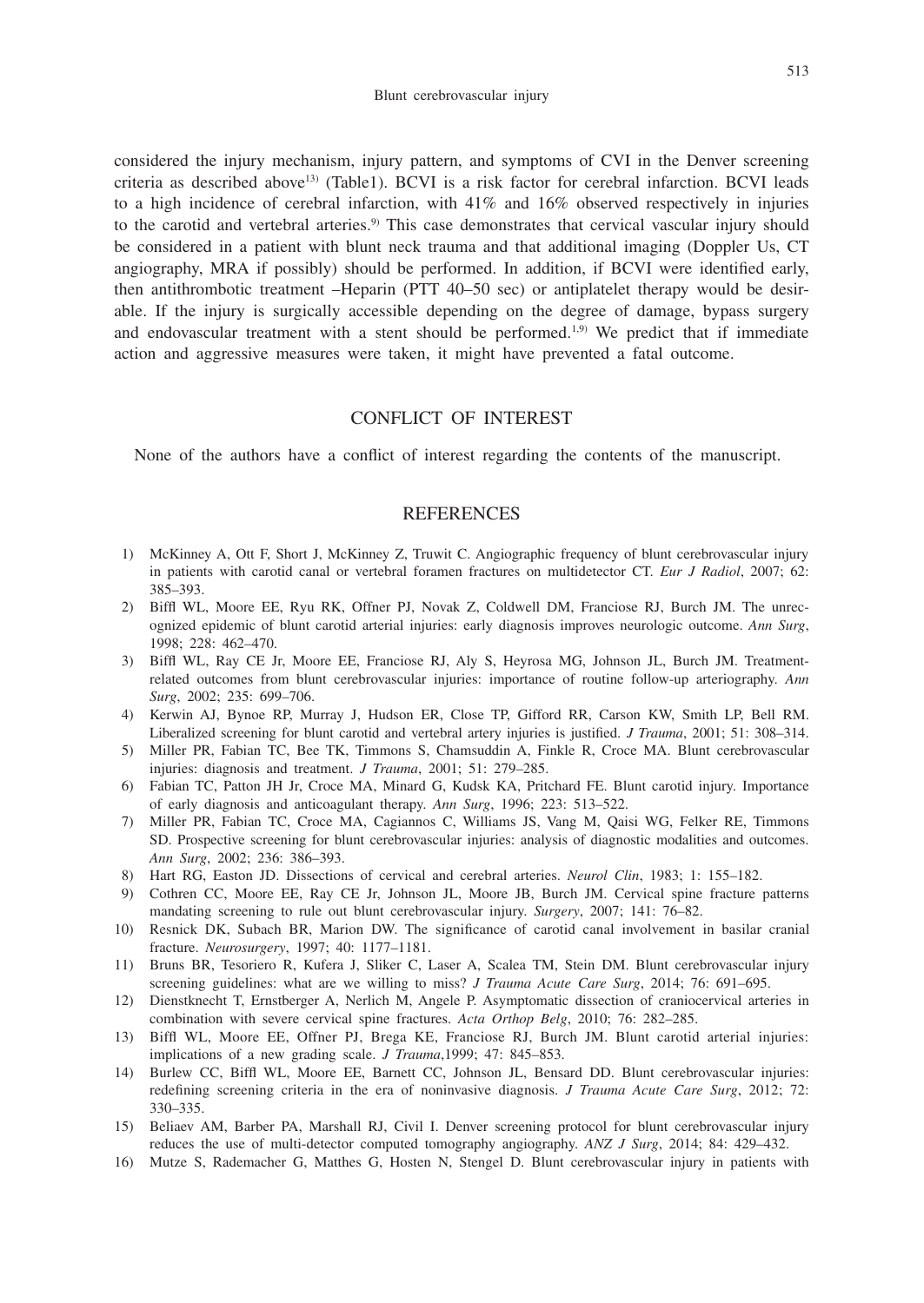considered the injury mechanism, injury pattern, and symptoms of CVI in the Denver screening criteria as described above[13] (Table1). BCVI is a risk factor for cerebral infarction. BCVI leads to a high incidence of cerebral infarction, with 41% and 16% observed respectively in injuries to the carotid and vertebral arteries.[9] This case demonstrates that cervical vascular injury should be considered in a patient with blunt neck trauma and that additional imaging (Doppler Us, CT angiography, MRA if possibly) should be performed. In addition, if BCVI were identified early, then antithrombotic treatment –Heparin (PTT 40–50 sec) or antiplatelet therapy would be desirable. If the injury is surgically accessible depending on the degree of damage, bypass surgery and endovascular treatment with a stent should be performed.[1,9] We predict that if immediate action and aggressive measures were taken, it might have prevented a fatal outcome.

## CONFLICT OF INTEREST

None of the authors have a conflict of interest regarding the contents of the manuscript.

## REFERENCES

1) McKinney A, Ott F, Short J, McKinney Z, Truwit C. Angiographic frequency of blunt cerebrovascular injury in patients with carotid canal or vertebral foramen fractures on multidetector CT. *Eur J Radiol*, 2007; 62: 385–393.
2) Biffl WL, Moore EE, Ryu RK, Offner PJ, Novak Z, Coldwell DM, Franciose RJ, Burch JM. The unrecognized epidemic of blunt carotid arterial injuries: early diagnosis improves neurologic outcome. *Ann Surg*, 1998; 228: 462–470.
3) Biffl WL, Ray CE Jr, Moore EE, Franciose RJ, Aly S, Heyrosa MG, Johnson JL, Burch JM. Treatment-related outcomes from blunt cerebrovascular injuries: importance of routine follow-up arteriography. *Ann Surg*, 2002; 235: 699–706.
4) Kerwin AJ, Bynoe RP, Murray J, Hudson ER, Close TP, Gifford RR, Carson KW, Smith LP, Bell RM. Liberalized screening for blunt carotid and vertebral artery injuries is justified. *J Trauma*, 2001; 51: 308–314.
5) Miller PR, Fabian TC, Bee TK, Timmons S, Chamsuddin A, Finkle R, Croce MA. Blunt cerebrovascular injuries: diagnosis and treatment. *J Trauma*, 2001; 51: 279–285.
6) Fabian TC, Patton JH Jr, Croce MA, Minard G, Kudsk KA, Pritchard FE. Blunt carotid injury. Importance of early diagnosis and anticoagulant therapy. *Ann Surg*, 1996; 223: 513–522.
7) Miller PR, Fabian TC, Croce MA, Cagiannos C, Williams JS, Vang M, Qaisi WG, Felker RE, Timmons SD. Prospective screening for blunt cerebrovascular injuries: analysis of diagnostic modalities and outcomes. *Ann Surg*, 2002; 236: 386–393.
8) Hart RG, Easton JD. Dissections of cervical and cerebral arteries. *Neurol Clin*, 1983; 1: 155–182.
9) Cothren CC, Moore EE, Ray CE Jr, Johnson JL, Moore JB, Burch JM. Cervical spine fracture patterns mandating screening to rule out blunt cerebrovascular injury. *Surgery*, 2007; 141: 76–82.
10) Resnick DK, Subach BR, Marion DW. The significance of carotid canal involvement in basilar cranial fracture. *Neurosurgery*, 1997; 40: 1177–1181.
11) Bruns BR, Tesoriero R, Kufera J, Sliker C, Laser A, Scalea TM, Stein DM. Blunt cerebrovascular injury screening guidelines: what are we willing to miss? *J Trauma Acute Care Surg*, 2014; 76: 691–695.
12) Dienstknecht T, Ernstberger A, Nerlich M, Angele P. Asymptomatic dissection of craniocervical arteries in combination with severe cervical spine fractures. *Acta Orthop Belg*, 2010; 76: 282–285.
13) Biffl WL, Moore EE, Offner PJ, Brega KE, Franciose RJ, Burch JM. Blunt carotid arterial injuries: implications of a new grading scale. *J Trauma*,1999; 47: 845–853.
14) Burlew CC, Biffl WL, Moore EE, Barnett CC, Johnson JL, Bensard DD. Blunt cerebrovascular injuries: redefining screening criteria in the era of noninvasive diagnosis. *J Trauma Acute Care Surg*, 2012; 72: 330–335.
15) Beliaev AM, Barber PA, Marshall RJ, Civil I. Denver screening protocol for blunt cerebrovascular injury reduces the use of multi-detector computed tomography angiography. *ANZ J Surg*, 2014; 84: 429–432.
16) Mutze S, Rademacher G, Matthes G, Hosten N, Stengel D. Blunt cerebrovascular injury in patients with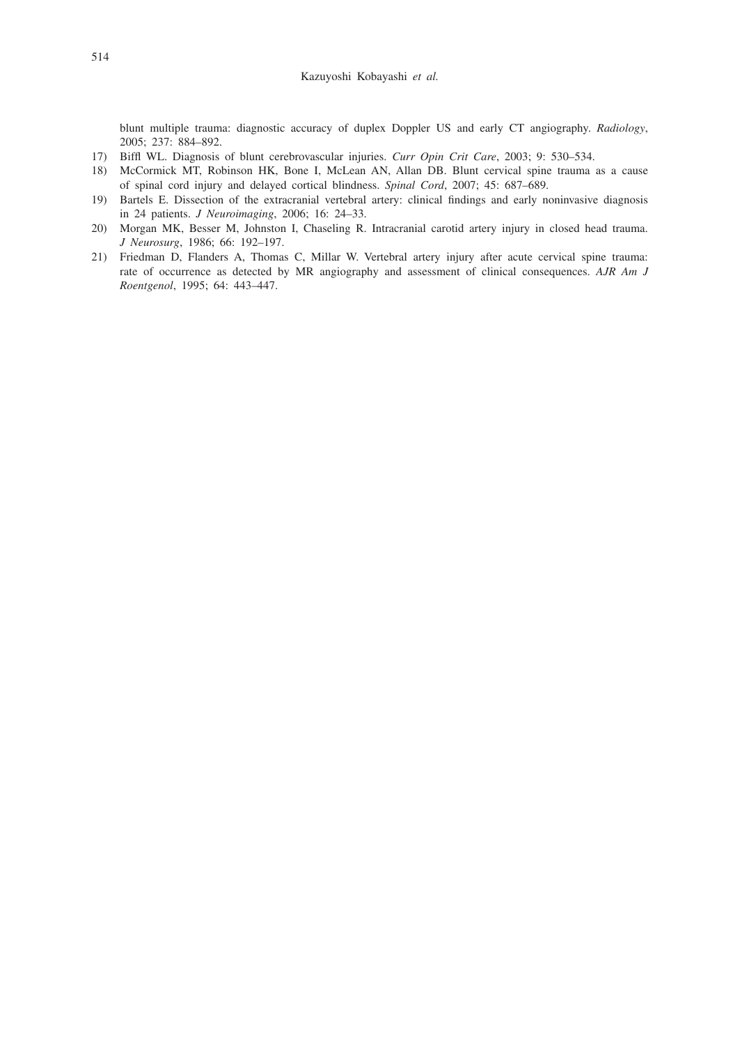blunt multiple trauma: diagnostic accuracy of duplex Doppler US and early CT angiography. *Radiology*, 2005; 237: 884–892.

17) Biffl WL. Diagnosis of blunt cerebrovascular injuries. *Curr Opin Crit Care*, 2003; 9: 530–534.
18) McCormick MT, Robinson HK, Bone I, McLean AN, Allan DB. Blunt cervical spine trauma as a cause of spinal cord injury and delayed cortical blindness. *Spinal Cord*, 2007; 45: 687–689.
19) Bartels E. Dissection of the extracranial vertebral artery: clinical findings and early noninvasive diagnosis in 24 patients. *J Neuroimaging*, 2006; 16: 24–33.
20) Morgan MK, Besser M, Johnston I, Chaseling R. Intracranial carotid artery injury in closed head trauma. *J Neurosurg*, 1986; 66: 192–197.
21) Friedman D, Flanders A, Thomas C, Millar W. Vertebral artery injury after acute cervical spine trauma: rate of occurrence as detected by MR angiography and assessment of clinical consequences. *AJR Am J Roentgenol*, 1995; 64: 443–447.